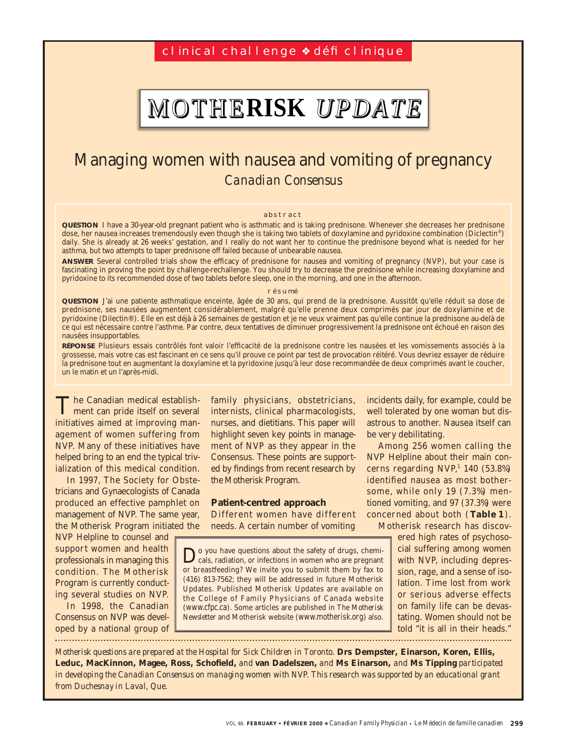clinical challenge ❖ défi clinique

# MOTHERISK UPDATE

## Managing women with nausea and vomiting of pregnancy

*Canadian Consensus*

abstract

**QUESTION** I have a 30-year-old pregnant patient who is asthmatic and is taking prednisone. Whenever she decreases her prednisone dose, her nausea increases tremendously even though she is taking two tablets of doxylamine and pyridoxine combination (Diclectin®) daily. She is already at 26 weeks' gestation, and I really do not want her to continue the prednisone beyond what is needed for her asthma, but two attempts to taper prednisone off failed because of unbearable nausea.

**ANSWER** Several controlled trials show the efficacy of prednisone for nausea and vomiting of pregnancy (NVP), but your case is fascinating in proving the point by challenge-rechallenge. You should try to decrease the prednisone while increasing doxylamine and pyridoxine to its recommended dose of two tablets before sleep, one in the morning, and one in the afternoon.

résumé

**QUESTION** J'ai une patiente asthmatique enceinte, âgée de 30 ans, qui prend de la prednisone. Aussitôt qu'elle réduit sa dose de prednisone, ses nausées augmentent considérablement, malgré qu'elle prenne deux comprimés par jour de doxylamine et de pyridoxine (Dilectin®). Elle en est déjà à 26 semaines de gestation et je ne veux vraiment pas qu'elle continue la prednisone au-delà de ce qui est nécessaire contre l'asthme. Par contre, deux tentatives de diminuer progressivement la prednisone ont échoué en raison des nausées insupportables.

**RÉPONSE** Plusieurs essais contrôlés font valoir l'efficacité de la prednisone contre les nausées et les vomissements associés à la grossesse, mais votre cas est fascinant en ce sens qu'il prouve ce point par test de provocation réitéré. Vous devriez essayer de réduire la prednisone tout en augmentant la doxylamine et la pyridoxine jusqu'à leur dose recommandée de deux comprimés avant le coucher, un le matin et un l'après-midi.

The Canadian medical establishment can pride itself on several initiatives aimed at improving management of women suffering from NVP. Many of these initiatives have helped bring to an end the typical trivialization of this medical condition.

In 1997, The Society for Obstetricians and Gynaecologists of Canada produced an effective pamphlet on management of NVP. The same year, the Motherisk Program initiated the NVP Helpline to counsel and support women and health professionals in managing this condition. The Motherisk Program is currently conducting several studies on NVP.

In 1998, the Canadian Consensus on NVP was developed by a national group of family physicians, obstetricians, internists, clinical pharmacologists, nurses, and dietitians. This paper will highlight seven key points in management of NVP as they appear in the Consensus. These points are supported by findings from recent research by the Motherisk Program.

### Patient-centred approach

Different women have different needs. A certain number of vomiting incidents daily, for example, could be well tolerated by one woman but disastrous to another. Nausea itself can be very debilitating.

Among 256 women calling the NVP Helpline about their main concerns regarding NVP,[1] 140 (53.8%) identified nausea as most bothersome, while only 19 (7.3%) mentioned vomiting, and 97 (37.3%) were concerned about both (**Table 1**).

Motherisk research has discovered high rates of psychosocial suffering among women with NVP, including depression, rage, and a sense of isolation. Time lost from work or serious adverse effects on family life can be devastating. Women should not be told "it is all in their heads."

Do you have questions about the safety of drugs, chemicals, radiation, or infections in women who are pregnant or breastfeeding? We invite you to submit them by fax to (416) 813-7562; they will be addressed in future Motherisk Updates. Published Motherisk Updates are available on the College of Family Physicians of Canada website (www.cfpc.ca). Some articles are published in *The Motherisk Newsletter* and Motherisk website (www.motherisk.org) also.

*Motherisk questions are prepared at the Hospital for Sick Children in Toronto.* **Drs Dempster, Einarson, Koren, Ellis, Leduc, MacKinnon, Magee, Ross, Schofield,** *and* **van Dadelszen,** *and* **Ms Einarson,** *and* **Ms Tipping** *participated in developing the Canadian Consensus on managing women with NVP. This research was supported by an educational grant from Duchesnay in Laval, Que.*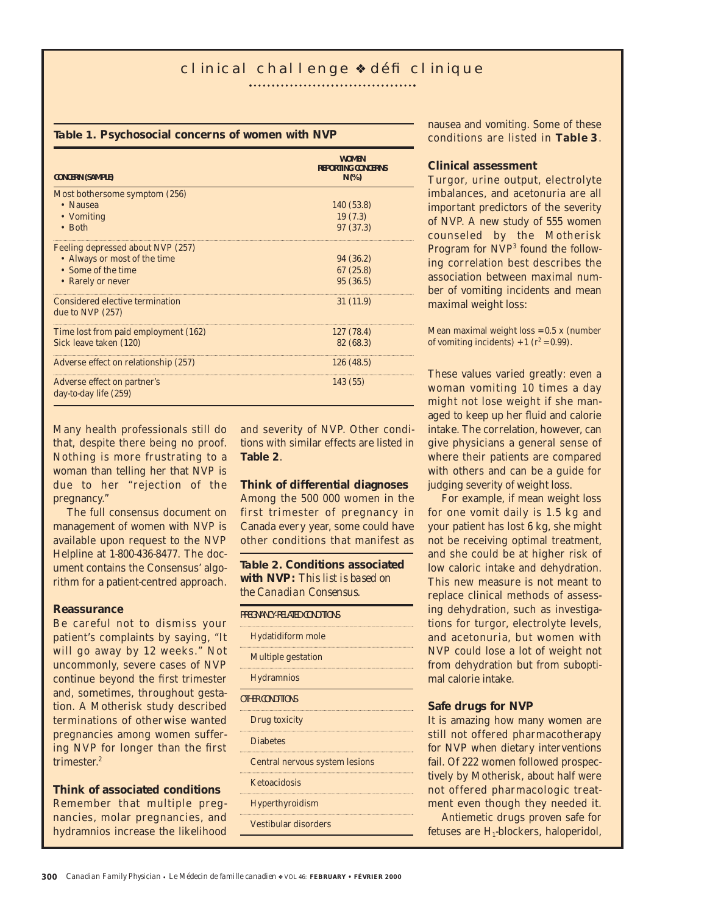**Table 1. Psychosocial concerns of women with NVP**

| CONCERN (SAMPLE) | WOMEN REPORTING CONCERNS N(%) |
|---|---|
| Most bothersome symptom (256) | |
| • Nausea | 140 (53.8) |
| • Vomiting | 19 (7.3) |
| • Both | 97 (37.3) |
| Feeling depressed about NVP (257) | |
| • Always or most of the time | 94 (36.2) |
| • Some of the time | 67 (25.8) |
| • Rarely or never | 95 (36.5) |
| Considered elective termination due to NVP (257) | 31 (11.9) |
| Time lost from paid employment (162) | 127 (78.4) |
| Sick leave taken (120) | 82 (68.3) |
| Adverse effect on relationship (257) | 126 (48.5) |
| Adverse effect on partner's day-to-day life (259) | 143 (55) |

Many health professionals still do that, despite there being no proof. Nothing is more frustrating to a woman than telling her that NVP is due to her "rejection of the pregnancy."

The full consensus document on management of women with NVP is available upon request to the NVP Helpline at 1-800-436-8477. The document contains the Consensus' algorithm for a patient-centred approach.

### Reassurance

Be careful not to dismiss your patient's complaints by saying, "It will go away by 12 weeks." Not uncommonly, severe cases of NVP continue beyond the first trimester and, sometimes, throughout gestation. A Motherisk study described terminations of otherwise wanted pregnancies among women suffering NVP for longer than the first trimester.[2]

### Think of associated conditions

Remember that multiple pregnancies, molar pregnancies, and hydramnios increase the likelihood and severity of NVP. Other conditions with similar effects are listed in **Table 2**.

### Think of differential diagnoses

Among the 500 000 women in the first trimester of pregnancy in Canada every year, some could have other conditions that manifest as nausea and vomiting. Some of these conditions are listed in **Table 3**.

**Table 2. Conditions associated with NVP:** *This list is based on the Canadian Consensus.*

| PREGNANCY-RELATED CONDITIONS |
|---|
| Hydatidiform mole |
| Multiple gestation |
| Hydramnios |
| **OTHER CONDITIONS** |
| Drug toxicity |
| Diabetes |
| Central nervous system lesions |
| Ketoacidosis |
| Hyperthyroidism |
| Vestibular disorders |

### Clinical assessment

Turgor, urine output, electrolyte imbalances, and acetonuria are all important predictors of the severity of NVP. A new study of 555 women counseled by the Motherisk Program for NVP[3] found the following correlation best describes the association between maximal number of vomiting incidents and mean maximal weight loss:

Mean maximal weight loss = 0.5 x (number of vomiting incidents) + 1 ($r^2 = 0.99$).

These values varied greatly: even a woman vomiting 10 times a day might not lose weight if she managed to keep up her fluid and calorie intake. The correlation, however, can give physicians a general sense of where their patients are compared with others and can be a guide for judging severity of weight loss.

For example, if mean weight loss for one vomit daily is 1.5 kg and your patient has lost 6 kg, she might not be receiving optimal treatment, and she could be at higher risk of low caloric intake and dehydration. This new measure is not meant to replace clinical methods of assessing dehydration, such as investigations for turgor, electrolyte levels, and acetonuria, but women with NVP could lose a lot of weight not from dehydration but from suboptimal calorie intake.

### Safe drugs for NVP

It is amazing how many women are still not offered pharmacotherapy for NVP when dietary interventions fail. Of 222 women followed prospectively by Motherisk, about half were not offered pharmacologic treatment even though they needed it.

Antiemetic drugs proven safe for fetuses are $H_1$-blockers, haloperidol,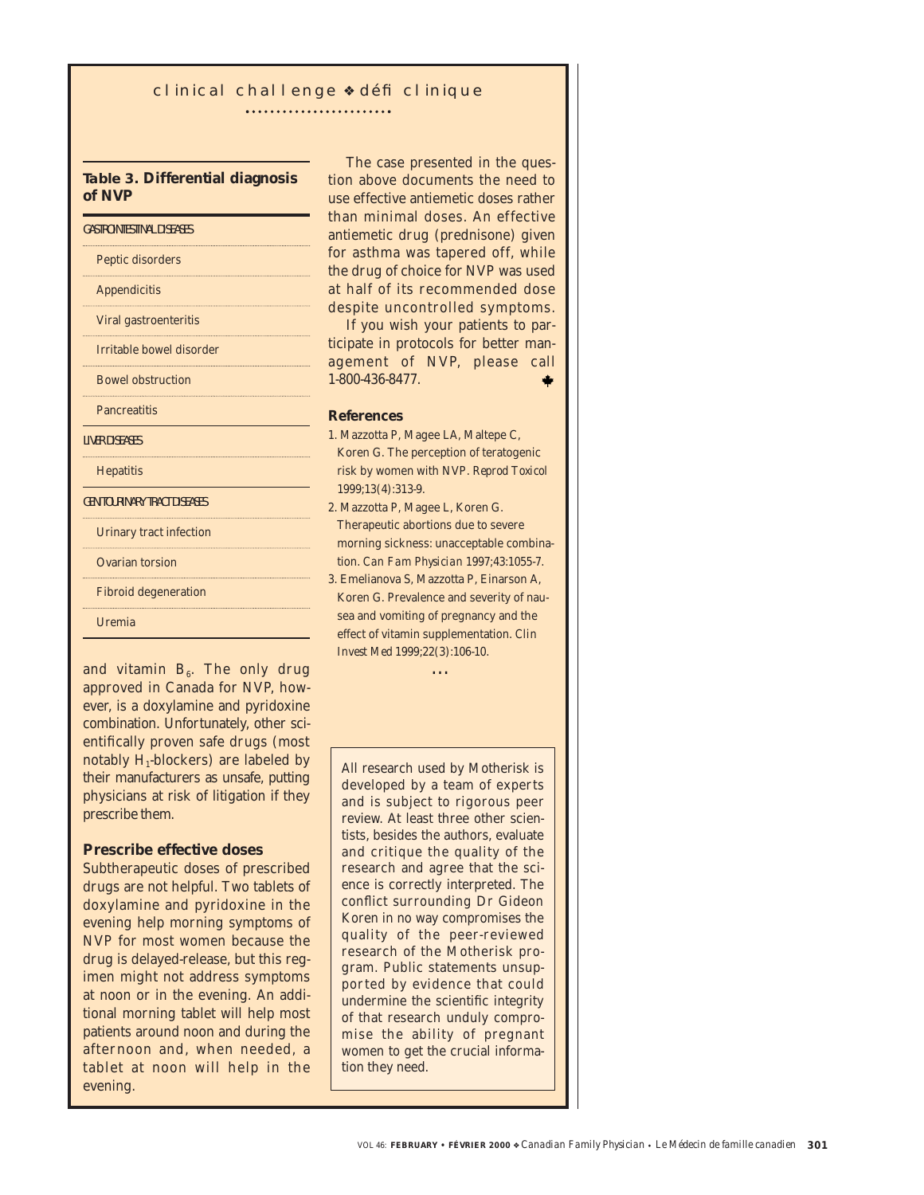**Table 3. Differential diagnosis of NVP**

| |
|---|
| GASTROINTESTINAL DISEASES |
| Peptic disorders |
| Appendicitis |
| Viral gastroenteritis |
| Irritable bowel disorder |
| Bowel obstruction |
| Pancreatitis |
| LIVER DISEASES |
| Hepatitis |
| GENITOURINARY TRACT DISEASES |
| Urinary tract infection |
| Ovarian torsion |
| Fibroid degeneration |
| Uremia |

and vitamin $B_6$. The only drug approved in Canada for NVP, however, is a doxylamine and pyridoxine combination. Unfortunately, other scientifically proven safe drugs (most notably $H_1$-blockers) are labeled by their manufacturers as unsafe, putting physicians at risk of litigation if they prescribe them.

### Prescribe effective doses

Subtherapeutic doses of prescribed drugs are not helpful. Two tablets of doxylamine and pyridoxine in the evening help morning symptoms of NVP for most women because the drug is delayed-release, but this regimen might not address symptoms at noon or in the evening. An additional morning tablet will help most patients around noon and during the afternoon and, when needed, a tablet at noon will help in the evening.

The case presented in the question above documents the need to use effective antiemetic doses rather than minimal doses. An effective antiemetic drug (prednisone) given for asthma was tapered off, while the drug of choice for NVP was used at half of its recommended dose despite uncontrolled symptoms.

If you wish your patients to participate in protocols for better management of NVP, please call 1-800-436-8477.

### References

1. Mazzotta P, Magee LA, Maltepe C, Koren G. The perception of teratogenic risk by women with NVP. *Reprod Toxicol* 1999;13(4):313-9.
2. Mazzotta P, Magee L, Koren G. Therapeutic abortions due to severe morning sickness: unacceptable combination. *Can Fam Physician* 1997;43:1055-7.
3. Emelianova S, Mazzotta P, Einarson A, Koren G. Prevalence and severity of nausea and vomiting of pregnancy and the effect of vitamin supplementation. *Clin Invest Med* 1999;22(3):106-10.

...

All research used by Motherisk is developed by a team of experts and is subject to rigorous peer review. At least three other scientists, besides the authors, evaluate and critique the quality of the research and agree that the science is correctly interpreted. The conflict surrounding Dr Gideon Koren in no way compromises the quality of the peer-reviewed research of the Motherisk program. Public statements unsupported by evidence that could undermine the scientific integrity of that research unduly compromise the ability of pregnant women to get the crucial information they need.